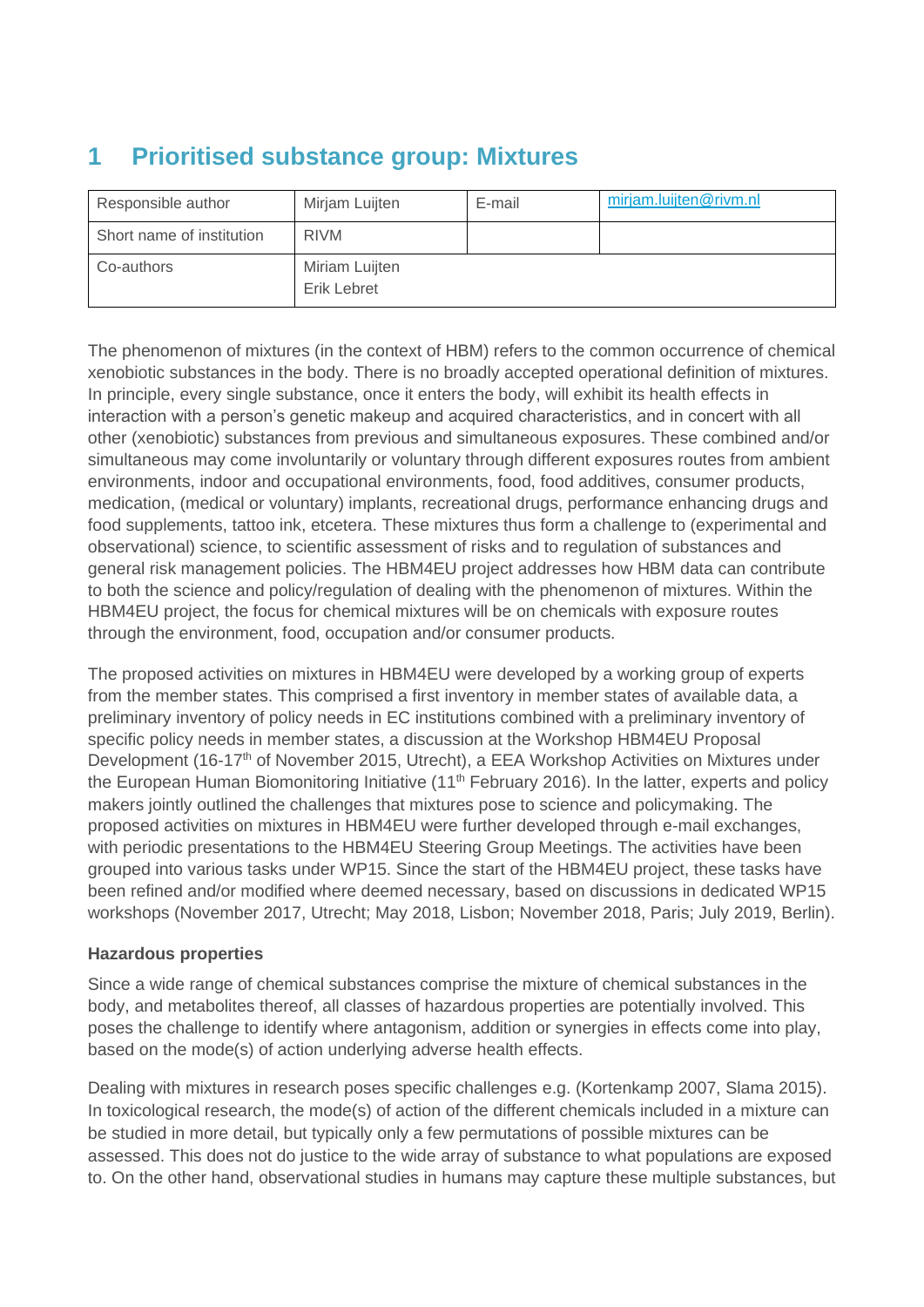# 1 Prioritised substance group: Mixtures

| Responsible author | Mirjam Luijten | E-mail | mirjam.luijten@rivm.nl |
|---|---|---|---|
| Short name of institution | RIVM | | |
| Co-authors | Miriam Luijten<br>Erik Lebret | | |

The phenomenon of mixtures (in the context of HBM) refers to the common occurrence of chemical xenobiotic substances in the body. There is no broadly accepted operational definition of mixtures. In principle, every single substance, once it enters the body, will exhibit its health effects in interaction with a person's genetic makeup and acquired characteristics, and in concert with all other (xenobiotic) substances from previous and simultaneous exposures. These combined and/or simultaneous may come involuntarily or voluntary through different exposures routes from ambient environments, indoor and occupational environments, food, food additives, consumer products, medication, (medical or voluntary) implants, recreational drugs, performance enhancing drugs and food supplements, tattoo ink, etcetera. These mixtures thus form a challenge to (experimental and observational) science, to scientific assessment of risks and to regulation of substances and general risk management policies. The HBM4EU project addresses how HBM data can contribute to both the science and policy/regulation of dealing with the phenomenon of mixtures. Within the HBM4EU project, the focus for chemical mixtures will be on chemicals with exposure routes through the environment, food, occupation and/or consumer products.

The proposed activities on mixtures in HBM4EU were developed by a working group of experts from the member states. This comprised a first inventory in member states of available data, a preliminary inventory of policy needs in EC institutions combined with a preliminary inventory of specific policy needs in member states, a discussion at the Workshop HBM4EU Proposal Development (16-17th of November 2015, Utrecht), a EEA Workshop Activities on Mixtures under the European Human Biomonitoring Initiative (11th February 2016). In the latter, experts and policy makers jointly outlined the challenges that mixtures pose to science and policymaking. The proposed activities on mixtures in HBM4EU were further developed through e-mail exchanges, with periodic presentations to the HBM4EU Steering Group Meetings. The activities have been grouped into various tasks under WP15. Since the start of the HBM4EU project, these tasks have been refined and/or modified where deemed necessary, based on discussions in dedicated WP15 workshops (November 2017, Utrecht; May 2018, Lisbon; November 2018, Paris; July 2019, Berlin).

### Hazardous properties

Since a wide range of chemical substances comprise the mixture of chemical substances in the body, and metabolites thereof, all classes of hazardous properties are potentially involved. This poses the challenge to identify where antagonism, addition or synergies in effects come into play, based on the mode(s) of action underlying adverse health effects.

Dealing with mixtures in research poses specific challenges e.g. (Kortenkamp 2007, Slama 2015). In toxicological research, the mode(s) of action of the different chemicals included in a mixture can be studied in more detail, but typically only a few permutations of possible mixtures can be assessed. This does not do justice to the wide array of substance to what populations are exposed to. On the other hand, observational studies in humans may capture these multiple substances, but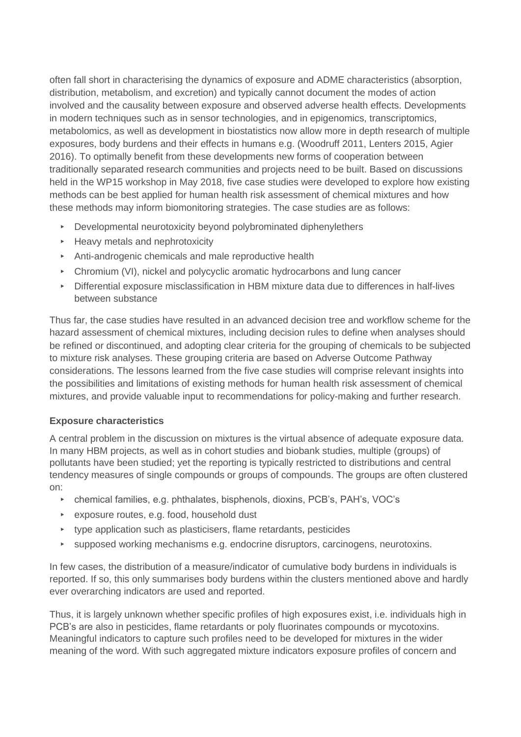often fall short in characterising the dynamics of exposure and ADME characteristics (absorption, distribution, metabolism, and excretion) and typically cannot document the modes of action involved and the causality between exposure and observed adverse health effects. Developments in modern techniques such as in sensor technologies, and in epigenomics, transcriptomics, metabolomics, as well as development in biostatistics now allow more in depth research of multiple exposures, body burdens and their effects in humans e.g. (Woodruff 2011, Lenters 2015, Agier 2016). To optimally benefit from these developments new forms of cooperation between traditionally separated research communities and projects need to be built. Based on discussions held in the WP15 workshop in May 2018, five case studies were developed to explore how existing methods can be best applied for human health risk assessment of chemical mixtures and how these methods may inform biomonitoring strategies. The case studies are as follows:

- Developmental neurotoxicity beyond polybrominated diphenylethers
- Heavy metals and nephrotoxicity
- Anti-androgenic chemicals and male reproductive health
- Chromium (VI), nickel and polycyclic aromatic hydrocarbons and lung cancer
- Differential exposure misclassification in HBM mixture data due to differences in half-lives between substance

Thus far, the case studies have resulted in an advanced decision tree and workflow scheme for the hazard assessment of chemical mixtures, including decision rules to define when analyses should be refined or discontinued, and adopting clear criteria for the grouping of chemicals to be subjected to mixture risk analyses. These grouping criteria are based on Adverse Outcome Pathway considerations. The lessons learned from the five case studies will comprise relevant insights into the possibilities and limitations of existing methods for human health risk assessment of chemical mixtures, and provide valuable input to recommendations for policy-making and further research.

**Exposure characteristics**

A central problem in the discussion on mixtures is the virtual absence of adequate exposure data. In many HBM projects, as well as in cohort studies and biobank studies, multiple (groups) of pollutants have been studied; yet the reporting is typically restricted to distributions and central tendency measures of single compounds or groups of compounds. The groups are often clustered on:

- chemical families, e.g. phthalates, bisphenols, dioxins, PCB's, PAH's, VOC's
- exposure routes, e.g. food, household dust
- type application such as plasticisers, flame retardants, pesticides
- supposed working mechanisms e.g. endocrine disruptors, carcinogens, neurotoxins.

In few cases, the distribution of a measure/indicator of cumulative body burdens in individuals is reported. If so, this only summarises body burdens within the clusters mentioned above and hardly ever overarching indicators are used and reported.

Thus, it is largely unknown whether specific profiles of high exposures exist, i.e. individuals high in PCB's are also in pesticides, flame retardants or poly fluorinates compounds or mycotoxins. Meaningful indicators to capture such profiles need to be developed for mixtures in the wider meaning of the word. With such aggregated mixture indicators exposure profiles of concern and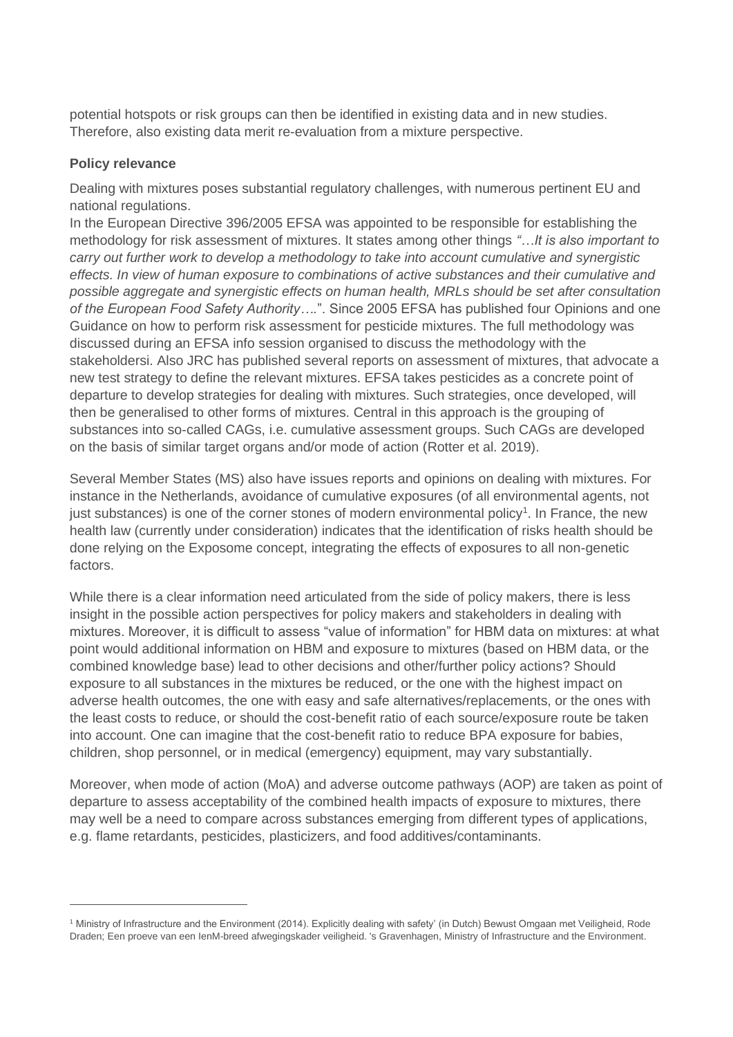potential hotspots or risk groups can then be identified in existing data and in new studies. Therefore, also existing data merit re-evaluation from a mixture perspective.

**Policy relevance**

Dealing with mixtures poses substantial regulatory challenges, with numerous pertinent EU and national regulations.

In the European Directive 396/2005 EFSA was appointed to be responsible for establishing the methodology for risk assessment of mixtures. It states among other things *"…It is also important to carry out further work to develop a methodology to take into account cumulative and synergistic effects. In view of human exposure to combinations of active substances and their cumulative and possible aggregate and synergistic effects on human health, MRLs should be set after consultation of the European Food Safety Authority…*.". Since 2005 EFSA has published four Opinions and one Guidance on how to perform risk assessment for pesticide mixtures. The full methodology was discussed during an EFSA info session organised to discuss the methodology with the stakeholdersi. Also JRC has published several reports on assessment of mixtures, that advocate a new test strategy to define the relevant mixtures. EFSA takes pesticides as a concrete point of departure to develop strategies for dealing with mixtures. Such strategies, once developed, will then be generalised to other forms of mixtures. Central in this approach is the grouping of substances into so-called CAGs, i.e. cumulative assessment groups. Such CAGs are developed on the basis of similar target organs and/or mode of action (Rotter et al. 2019).

Several Member States (MS) also have issues reports and opinions on dealing with mixtures. For instance in the Netherlands, avoidance of cumulative exposures (of all environmental agents, not just substances) is one of the corner stones of modern environmental policy[1]. In France, the new health law (currently under consideration) indicates that the identification of risks health should be done relying on the Exposome concept, integrating the effects of exposures to all non-genetic factors.

While there is a clear information need articulated from the side of policy makers, there is less insight in the possible action perspectives for policy makers and stakeholders in dealing with mixtures. Moreover, it is difficult to assess "value of information" for HBM data on mixtures: at what point would additional information on HBM and exposure to mixtures (based on HBM data, or the combined knowledge base) lead to other decisions and other/further policy actions? Should exposure to all substances in the mixtures be reduced, or the one with the highest impact on adverse health outcomes, the one with easy and safe alternatives/replacements, or the ones with the least costs to reduce, or should the cost-benefit ratio of each source/exposure route be taken into account. One can imagine that the cost-benefit ratio to reduce BPA exposure for babies, children, shop personnel, or in medical (emergency) equipment, may vary substantially.

Moreover, when mode of action (MoA) and adverse outcome pathways (AOP) are taken as point of departure to assess acceptability of the combined health impacts of exposure to mixtures, there may well be a need to compare across substances emerging from different types of applications, e.g. flame retardants, pesticides, plasticizers, and food additives/contaminants.

---

[1] Ministry of Infrastructure and the Environment (2014). Explicitly dealing with safety' (in Dutch) Bewust Omgaan met Veiligheid, Rode Draden; Een proeve van een IenM-breed afwegingskader veiligheid. 's Gravenhagen, Ministry of Infrastructure and the Environment.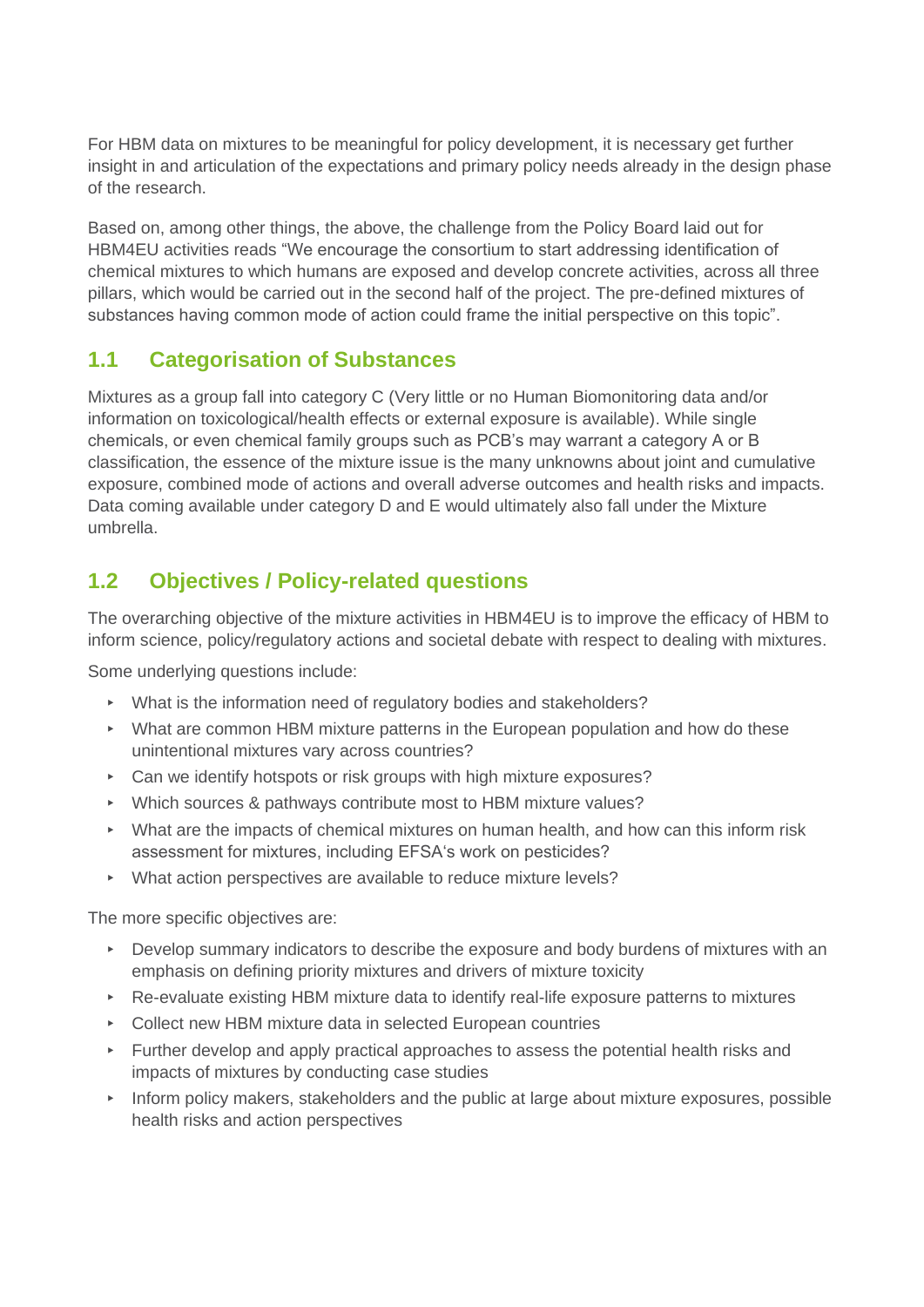For HBM data on mixtures to be meaningful for policy development, it is necessary get further insight in and articulation of the expectations and primary policy needs already in the design phase of the research.

Based on, among other things, the above, the challenge from the Policy Board laid out for HBM4EU activities reads "We encourage the consortium to start addressing identification of chemical mixtures to which humans are exposed and develop concrete activities, across all three pillars, which would be carried out in the second half of the project. The pre-defined mixtures of substances having common mode of action could frame the initial perspective on this topic".

## 1.1 Categorisation of Substances

Mixtures as a group fall into category C (Very little or no Human Biomonitoring data and/or information on toxicological/health effects or external exposure is available). While single chemicals, or even chemical family groups such as PCB's may warrant a category A or B classification, the essence of the mixture issue is the many unknowns about joint and cumulative exposure, combined mode of actions and overall adverse outcomes and health risks and impacts. Data coming available under category D and E would ultimately also fall under the Mixture umbrella.

## 1.2 Objectives / Policy-related questions

The overarching objective of the mixture activities in HBM4EU is to improve the efficacy of HBM to inform science, policy/regulatory actions and societal debate with respect to dealing with mixtures.

Some underlying questions include:

- What is the information need of regulatory bodies and stakeholders?
- What are common HBM mixture patterns in the European population and how do these unintentional mixtures vary across countries?
- Can we identify hotspots or risk groups with high mixture exposures?
- Which sources & pathways contribute most to HBM mixture values?
- What are the impacts of chemical mixtures on human health, and how can this inform risk assessment for mixtures, including EFSA's work on pesticides?
- What action perspectives are available to reduce mixture levels?

The more specific objectives are:

- Develop summary indicators to describe the exposure and body burdens of mixtures with an emphasis on defining priority mixtures and drivers of mixture toxicity
- Re-evaluate existing HBM mixture data to identify real-life exposure patterns to mixtures
- Collect new HBM mixture data in selected European countries
- Further develop and apply practical approaches to assess the potential health risks and impacts of mixtures by conducting case studies
- Inform policy makers, stakeholders and the public at large about mixture exposures, possible health risks and action perspectives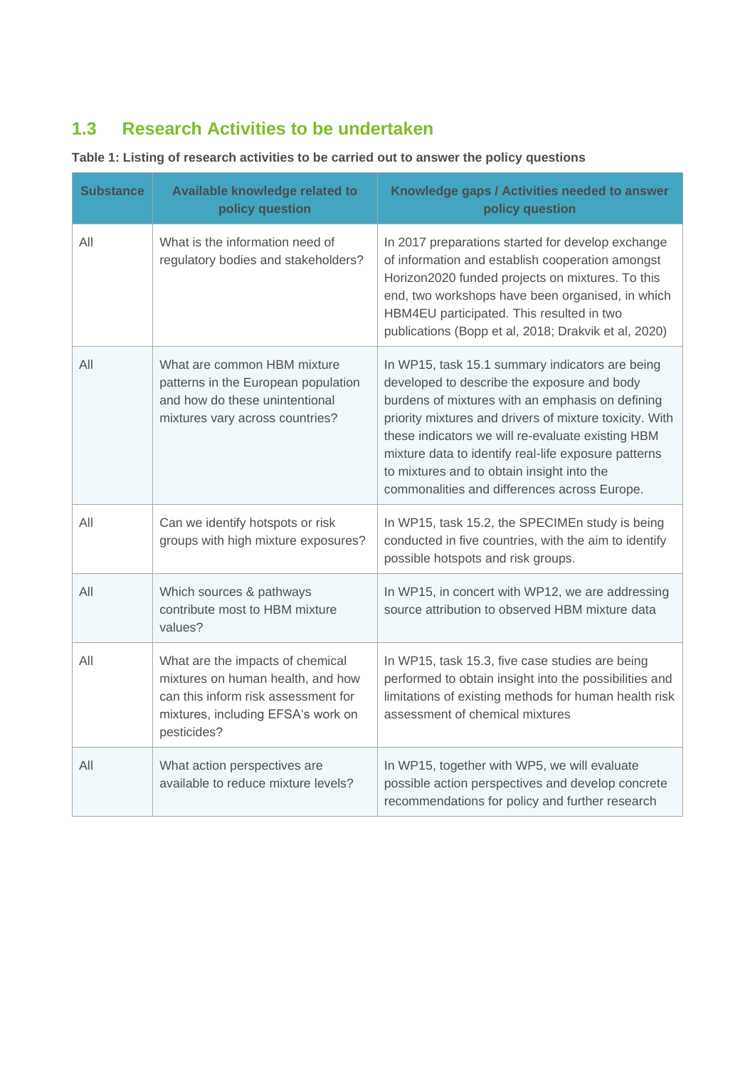## 1.3 Research Activities to be undertaken

**Table 1: Listing of research activities to be carried out to answer the policy questions**

| Substance | Available knowledge related to policy question | Knowledge gaps / Activities needed to answer policy question |
|---|---|---|
| All | What is the information need of regulatory bodies and stakeholders? | In 2017 preparations started for develop exchange of information and establish cooperation amongst Horizon2020 funded projects on mixtures. To this end, two workshops have been organised, in which HBM4EU participated. This resulted in two publications (Bopp et al, 2018; Drakvik et al, 2020) |
| All | What are common HBM mixture patterns in the European population and how do these unintentional mixtures vary across countries? | In WP15, task 15.1 summary indicators are being developed to describe the exposure and body burdens of mixtures with an emphasis on defining priority mixtures and drivers of mixture toxicity. With these indicators we will re-evaluate existing HBM mixture data to identify real-life exposure patterns to mixtures and to obtain insight into the commonalities and differences across Europe. |
| All | Can we identify hotspots or risk groups with high mixture exposures? | In WP15, task 15.2, the SPECIMEn study is being conducted in five countries, with the aim to identify possible hotspots and risk groups. |
| All | Which sources & pathways contribute most to HBM mixture values? | In WP15, in concert with WP12, we are addressing source attribution to observed HBM mixture data |
| All | What are the impacts of chemical mixtures on human health, and how can this inform risk assessment for mixtures, including EFSA's work on pesticides? | In WP15, task 15.3, five case studies are being performed to obtain insight into the possibilities and limitations of existing methods for human health risk assessment of chemical mixtures |
| All | What action perspectives are available to reduce mixture levels? | In WP15, together with WP5, we will evaluate possible action perspectives and develop concrete recommendations for policy and further research |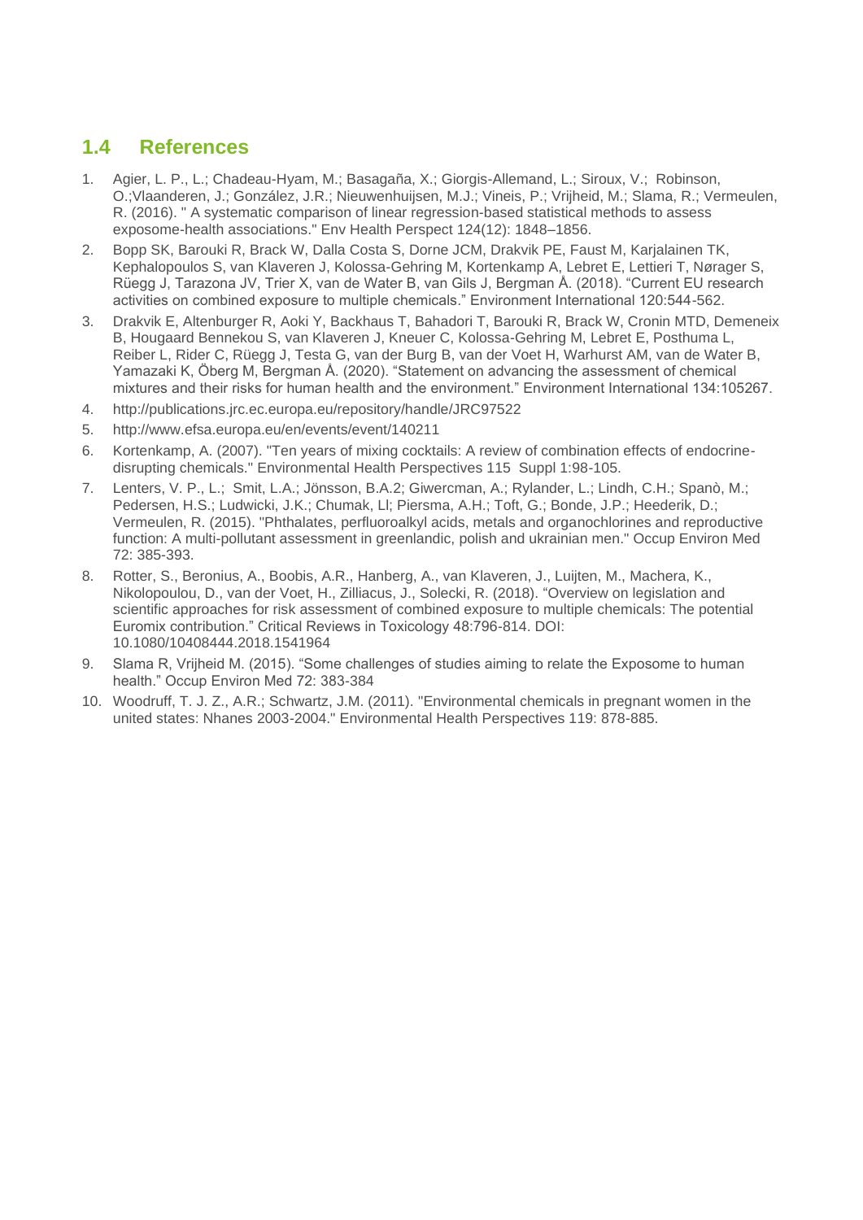## 1.4 References

1. Agier, L. P., L.; Chadeau-Hyam, M.; Basagaña, X.; Giorgis-Allemand, L.; Siroux, V.; Robinson, O.;Vlaanderen, J.; González, J.R.; Nieuwenhuijsen, M.J.; Vineis, P.; Vrijheid, M.; Slama, R.; Vermeulen, R. (2016). " A systematic comparison of linear regression-based statistical methods to assess exposome-health associations." Env Health Perspect 124(12): 1848–1856.
2. Bopp SK, Barouki R, Brack W, Dalla Costa S, Dorne JCM, Drakvik PE, Faust M, Karjalainen TK, Kephalopoulos S, van Klaveren J, Kolossa-Gehring M, Kortenkamp A, Lebret E, Lettieri T, Nørager S, Rüegg J, Tarazona JV, Trier X, van de Water B, van Gils J, Bergman Å. (2018). "Current EU research activities on combined exposure to multiple chemicals." Environment International 120:544-562.
3. Drakvik E, Altenburger R, Aoki Y, Backhaus T, Bahadori T, Barouki R, Brack W, Cronin MTD, Demeneix B, Hougaard Bennekou S, van Klaveren J, Kneuer C, Kolossa-Gehring M, Lebret E, Posthuma L, Reiber L, Rider C, Rüegg J, Testa G, van der Burg B, van der Voet H, Warhurst AM, van de Water B, Yamazaki K, Öberg M, Bergman Å. (2020). "Statement on advancing the assessment of chemical mixtures and their risks for human health and the environment." Environment International 134:105267.
4. http://publications.jrc.ec.europa.eu/repository/handle/JRC97522
5. http://www.efsa.europa.eu/en/events/event/140211
6. Kortenkamp, A. (2007). "Ten years of mixing cocktails: A review of combination effects of endocrine-disrupting chemicals." Environmental Health Perspectives 115 Suppl 1:98-105.
7. Lenters, V. P., L.; Smit, L.A.; Jönsson, B.A.2; Giwercman, A.; Rylander, L.; Lindh, C.H.; Spanò, M.; Pedersen, H.S.; Ludwicki, J.K.; Chumak, Ll; Piersma, A.H.; Toft, G.; Bonde, J.P.; Heederik, D.; Vermeulen, R. (2015). "Phthalates, perfluoroalkyl acids, metals and organochlorines and reproductive function: A multi-pollutant assessment in greenlandic, polish and ukrainian men." Occup Environ Med 72: 385-393.
8. Rotter, S., Beronius, A., Boobis, A.R., Hanberg, A., van Klaveren, J., Luijten, M., Machera, K., Nikolopoulou, D., van der Voet, H., Zilliacus, J., Solecki, R. (2018). "Overview on legislation and scientific approaches for risk assessment of combined exposure to multiple chemicals: The potential Euromix contribution." Critical Reviews in Toxicology 48:796-814. DOI: 10.1080/10408444.2018.1541964
9. Slama R, Vrijheid M. (2015). "Some challenges of studies aiming to relate the Exposome to human health." Occup Environ Med 72: 383-384
10. Woodruff, T. J. Z., A.R.; Schwartz, J.M. (2011). "Environmental chemicals in pregnant women in the united states: Nhanes 2003-2004." Environmental Health Perspectives 119: 878-885.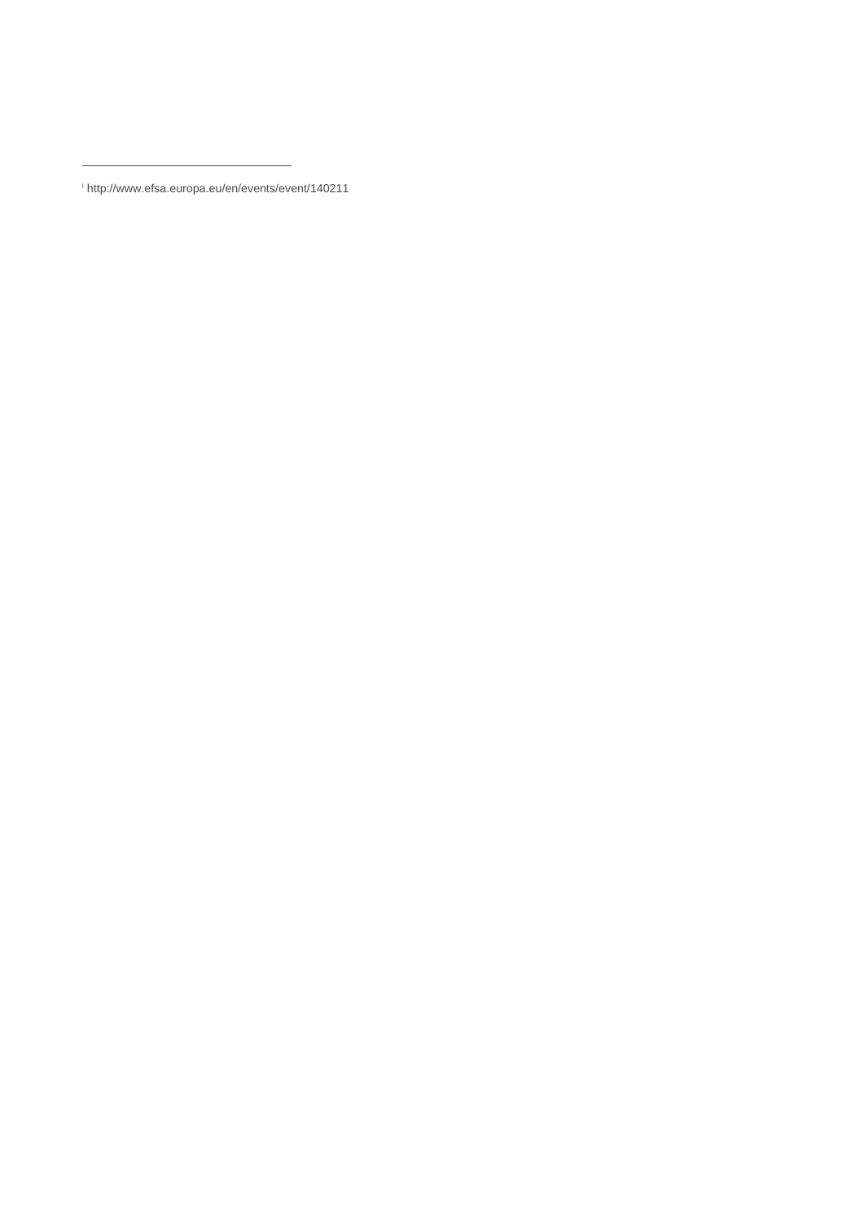[i] http://www.efsa.europa.eu/en/events/event/140211